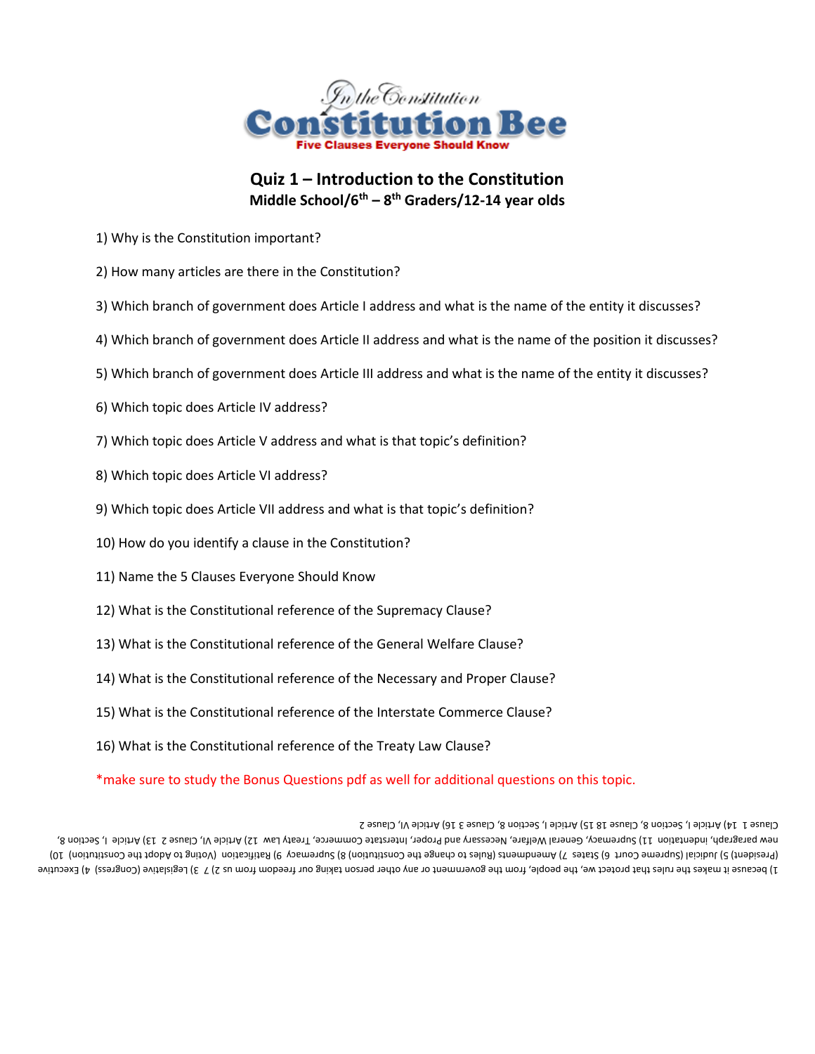In the Constitution

# Constitution Bee

**Five Clauses Everyone Should Know**

## Quiz 1 – Introduction to the Constitution

**Middle School/6th – 8th Graders/12-14 year olds**

1) Why is the Constitution important?

2) How many articles are there in the Constitution?

3) Which branch of government does Article I address and what is the name of the entity it discusses?

4) Which branch of government does Article II address and what is the name of the position it discusses?

5) Which branch of government does Article III address and what is the name of the entity it discusses?

6) Which topic does Article IV address?

7) Which topic does Article V address and what is that topic's definition?

8) Which topic does Article VI address?

9) Which topic does Article VII address and what is that topic's definition?

10) How do you identify a clause in the Constitution?

11) Name the 5 Clauses Everyone Should Know

12) What is the Constitutional reference of the Supremacy Clause?

13) What is the Constitutional reference of the General Welfare Clause?

14) What is the Constitutional reference of the Necessary and Proper Clause?

15) What is the Constitutional reference of the Interstate Commerce Clause?

16) What is the Constitutional reference of the Treaty Law Clause?

*make sure to study the Bonus Questions pdf as well for additional questions on this topic.

1) because it makes the rules that protect we, the people, from the government or any other person taking our freedom from us 2) 7 3) Legislative (Congress) 4) Executive (President) 5) Judicial (Supreme Court 6) States 7) Amendments (Rules to change the Constitution) 8) Supremacy 9) Ratification (Voting to Adopt the Constitution) 10) new paragraph, indentation 11) Supremacy, General Welfare, Necessary and Proper, Interstate Commerce, Treaty Law 12) Article VI, Clause 2 13) Article I, Section 8, Clause 1 14) Article I, Section 8, Clause 18 15) Article I, Section 8, Clause 3 16) Article VI, Clause 2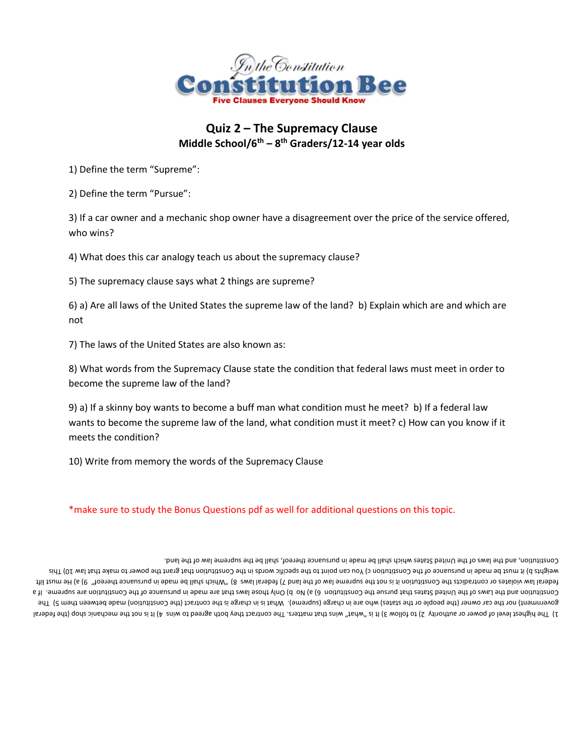In the Constitution

# Constitution Bee

**Five Clauses Everyone Should Know**

## Quiz 2 – The Supremacy Clause

**Middle School/6th – 8th Graders/12-14 year olds**

1) Define the term "Supreme":

2) Define the term "Pursue":

3) If a car owner and a mechanic shop owner have a disagreement over the price of the service offered, who wins?

4) What does this car analogy teach us about the supremacy clause?

5) The supremacy clause says what 2 things are supreme?

6) a) Are all laws of the United States the supreme law of the land? b) Explain which are and which are not

7) The laws of the United States are also known as:

8) What words from the Supremacy Clause state the condition that federal laws must meet in order to become the supreme law of the land?

9) a) If a skinny boy wants to become a buff man what condition must he meet? b) If a federal law wants to become the supreme law of the land, what condition must it meet? c) How can you know if it meets the condition?

10) Write from memory the words of the Supremacy Clause

*make sure to study the Bonus Questions pdf as well for additional questions on this topic.

1) The highest level of power or authority 2) to follow 3) It is "what" wins that matters. The contract they both agreed to wins 4) It is not the mechanic shop (the federal government) nor the car owner (the people or the states) who are in charge (supreme). What is in charge is the contract (the Constitution) made between them 5) The Constitution and the Laws of the United States that pursue the Constitution are supreme. 6) a) No b) Only those laws that are made in pursuance of the Constitution are supreme. If a federal law violates or contradicts the Constitution it is not the supreme law of the land 7) federal laws 8) "Which shall be made in pursuance thereof" 9) a) He must lift weights b) it must be made in pursuance of the Constitution c) You can point to the specific words in the Constitution that grant the power to make that law 10) This Constitution, and the laws of the United States which shall be made in pursuance thereof, shall be the supreme law of the land.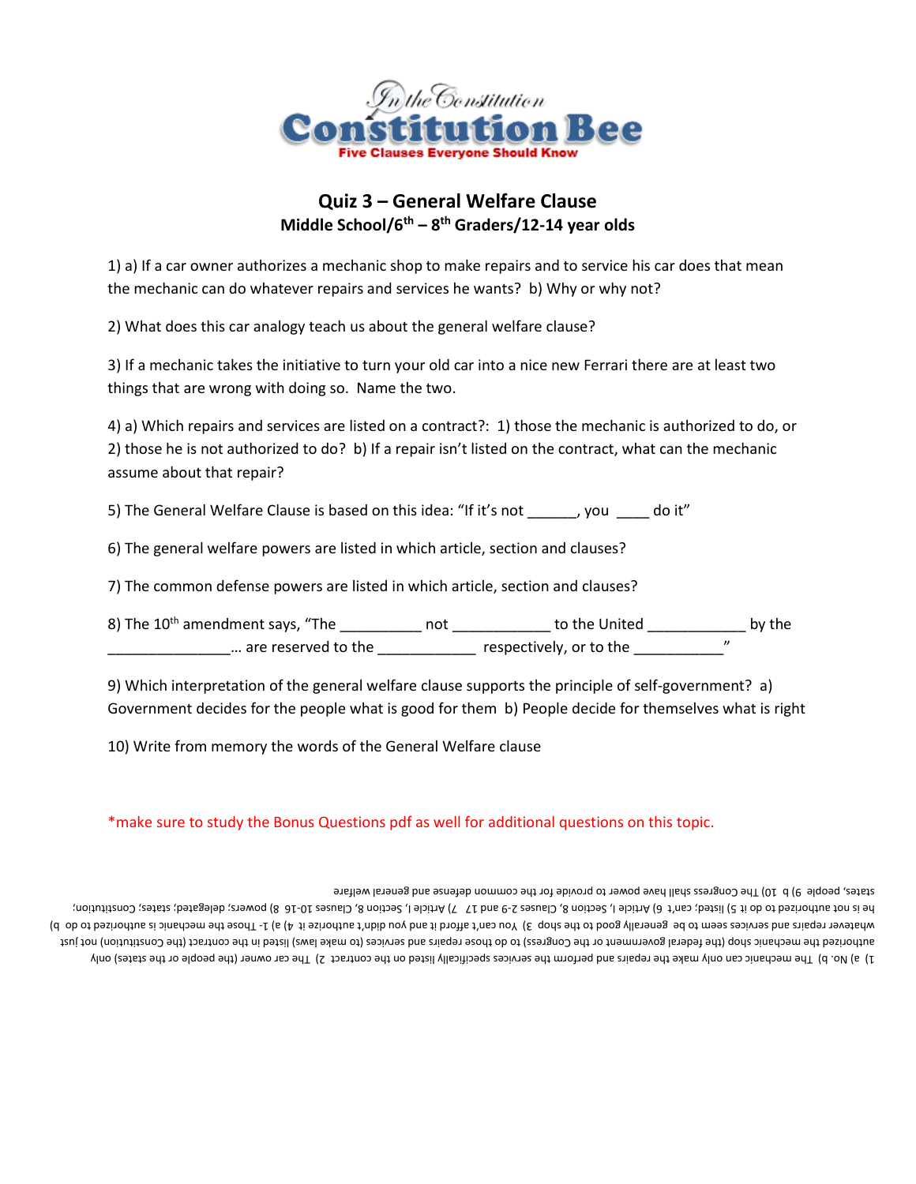In the Constitution
# Constitution Bee
**Five Clauses Everyone Should Know**

## Quiz 3 – General Welfare Clause
### Middle School/6th – 8th Graders/12-14 year olds

1) a) If a car owner authorizes a mechanic shop to make repairs and to service his car does that mean the mechanic can do whatever repairs and services he wants? b) Why or why not?

2) What does this car analogy teach us about the general welfare clause?

3) If a mechanic takes the initiative to turn your old car into a nice new Ferrari there are at least two things that are wrong with doing so. Name the two.

4) a) Which repairs and services are listed on a contract?: 1) those the mechanic is authorized to do, or 2) those he is not authorized to do? b) If a repair isn't listed on the contract, what can the mechanic assume about that repair?

5) The General Welfare Clause is based on this idea: "If it's not ______, you ____ do it"

6) The general welfare powers are listed in which article, section and clauses?

7) The common defense powers are listed in which article, section and clauses?

8) The 10th amendment says, "The __________ not ____________ to the United ____________ by the _______________... are reserved to the ____________ respectively, or to the ___________"

9) Which interpretation of the general welfare clause supports the principle of self-government? a) Government decides for the people what is good for them b) People decide for themselves what is right

10) Write from memory the words of the General Welfare clause

*make sure to study the Bonus Questions pdf as well for additional questions on this topic.

1) a) No. b) The mechanic can only make the repairs and perform the services specifically listed on the contract 2) The car owner (the people or the states) only authorize the mechanic shop (the federal government or the Congress) to do those repairs and services (to make laws) listed in the contract (the Constitution) not just whatever repairs and services seem to be generally good to the shop 3) You can't afford it and you didn't authorize it 4) a) 1- Those the mechanic is authorized to do b) he is not authorized to do it 5) listed; can't 6) Article I, Section 8, Clauses 2-9 and 17 7) Article I, Section 8, Clauses 10-16 8) powers; delegated; states; Constitution; states, people 9) b 10) The Congress shall have power to provide for the common defense and general welfare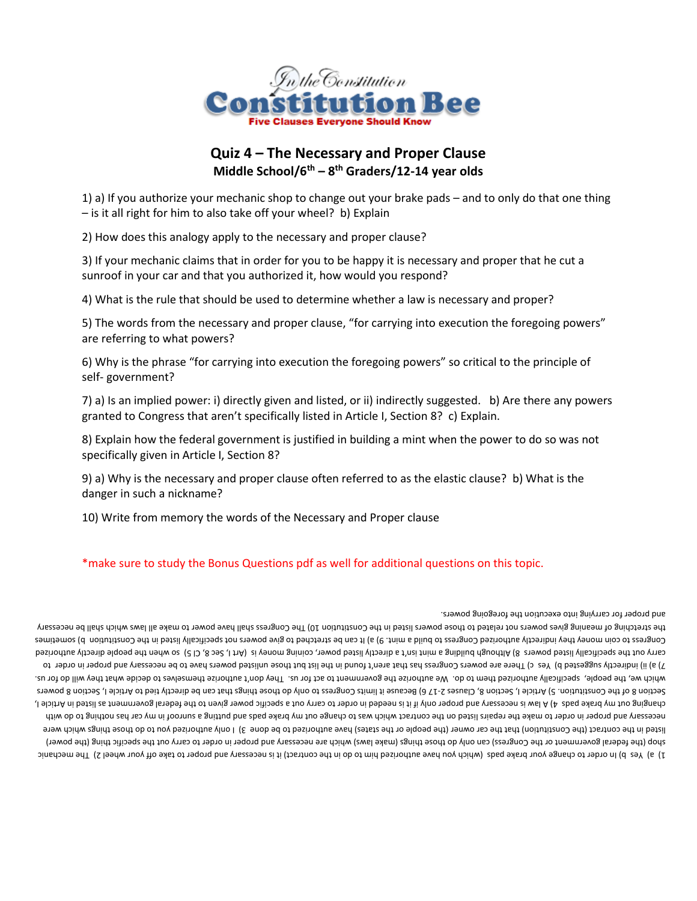*In the Constitution*

# Constitution Bee

**Five Clauses Everyone Should Know**

## Quiz 4 – The Necessary and Proper Clause

### Middle School/6th – 8th Graders/12-14 year olds

1) a) If you authorize your mechanic shop to change out your brake pads – and to only do that one thing – is it all right for him to also take off your wheel? b) Explain

2) How does this analogy apply to the necessary and proper clause?

3) If your mechanic claims that in order for you to be happy it is necessary and proper that he cut a sunroof in your car and that you authorized it, how would you respond?

4) What is the rule that should be used to determine whether a law is necessary and proper?

5) The words from the necessary and proper clause, "for carrying into execution the foregoing powers" are referring to what powers?

6) Why is the phrase "for carrying into execution the foregoing powers" so critical to the principle of self- government?

7) a) Is an implied power: i) directly given and listed, or ii) indirectly suggested. b) Are there any powers granted to Congress that aren't specifically listed in Article I, Section 8? c) Explain.

8) Explain how the federal government is justified in building a mint when the power to do so was not specifically given in Article I, Section 8?

9) a) Why is the necessary and proper clause often referred to as the elastic clause? b) What is the danger in such a nickname?

10) Write from memory the words of the Necessary and Proper clause

*make sure to study the Bonus Questions pdf as well for additional questions on this topic.

1) a) Yes b) In order to change your brake pads (which you have authorized him to do in the contract) it is necessary and proper to take off your wheel 2) The mechanic shop (the federal government or the Congress) can only do those things (make laws) which are necessary and proper in order to carry out the specific thing (the power) listed in the contract (the Constitution) that the car owner (the people or the states) have authorized to be done 3) I only authorized you to do those things which were necessary and proper in order to make the repairs listed on the contract which was to change out my brake pads and putting a sunroof in my car has nothing to do with changing out my brake pads 4) A law is necessary and proper only if it is needed in order to carry out a specific power given to the federal government as listed in Article I, Section 8 of the Constitution. 5) Article I, Section 8, Clauses 2-17 6) Because it limits Congress to only do those things that can be directly tied to Article I, Section 8 powers which we, the people, specifically authorized them to do. We authorize the government to act for us. They don't authorize themselves to decide what they will do for us. 7) a) ii) indirectly suggested b) Yes c) There are powers Congress has that aren't found in the list but those unlisted powers have to be necessary and proper in order to carry out the specifically listed powers 8) Although building a mint isn't a directly listed power, coining money is (Art I, Sec 8, Cl 5) so when the people directly authorized Congress to coin money they indirectly authorized Congress to build a mint. 9) a) It can be stretched to give powers not specifically listed in the Constitution b) sometimes the stretching of meaning gives powers not related to those powers listed in the Constitution 10) The Congress shall have power to make all laws which shall be necessary and proper for carrying into execution the foregoing powers.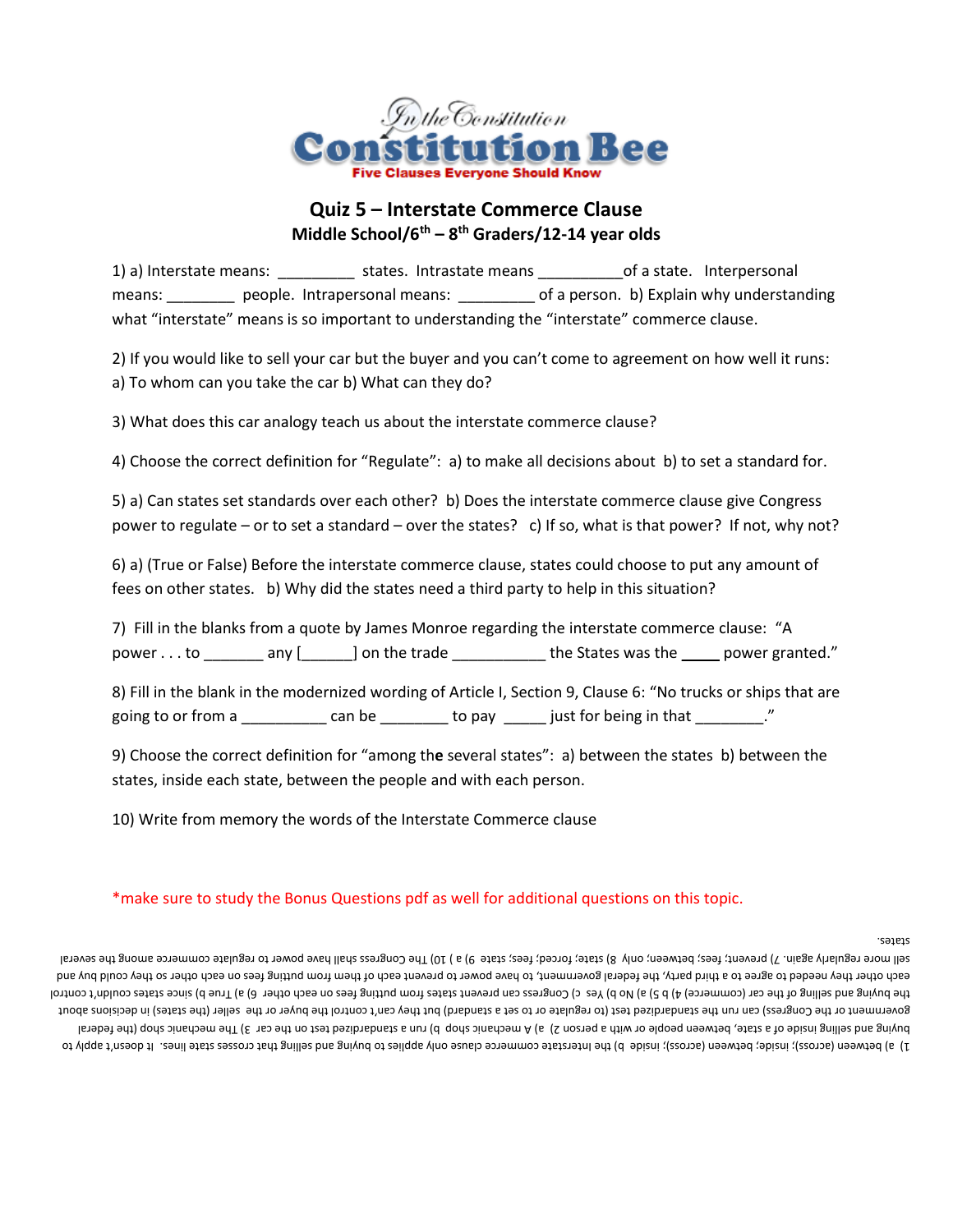*In the Constitution*

# Constitution Bee

**Five Clauses Everyone Should Know**

## Quiz 5 – Interstate Commerce Clause

### Middle School/6th – 8th Graders/12-14 year olds

1) a) Interstate means: _________ states. Intrastate means __________of a state. Interpersonal means: ________ people. Intrapersonal means: _________ of a person. b) Explain why understanding what "interstate" means is so important to understanding the "interstate" commerce clause.

2) If you would like to sell your car but the buyer and you can't come to agreement on how well it runs: a) To whom can you take the car b) What can they do?

3) What does this car analogy teach us about the interstate commerce clause?

4) Choose the correct definition for "Regulate": a) to make all decisions about b) to set a standard for.

5) a) Can states set standards over each other? b) Does the interstate commerce clause give Congress power to regulate – or to set a standard – over the states? c) If so, what is that power? If not, why not?

6) a) (True or False) Before the interstate commerce clause, states could choose to put any amount of fees on other states. b) Why did the states need a third party to help in this situation?

7) Fill in the blanks from a quote by James Monroe regarding the interstate commerce clause: "A power . . . to _______ any [______] on the trade ___________ the States was the _____ power granted."

8) Fill in the blank in the modernized wording of Article I, Section 9, Clause 6: "No trucks or ships that are going to or from a __________ can be ________ to pay _____ just for being in that ________."

9) Choose the correct definition for "among the several states": a) between the states b) between the states, inside each state, between the people and with each person.

10) Write from memory the words of the Interstate Commerce clause

*make sure to study the Bonus Questions pdf as well for additional questions on this topic.

1) a) between (across); inside; between (across); inside b) the interstate commerce clause only applies to buying and selling that crosses state lines. It doesn't apply to buying and selling inside of a state, between people or with a person 2) a) A mechanic shop b) run a standardized test on the car 3) The mechanic shop (the federal government or the Congress) can run the standardized test (to regulate or to set a standard) but they can't control the buyer or the seller (the states) in decisions about the buying and selling of the car (commerce) 4) b 5) a) No b) Yes c) Congress can prevent states from putting fees on each other 6) a) True b) since states couldn't control each other they needed to agree to a third party, the federal government, to have power to prevent each of them from putting fees on each other so they could buy and sell more regularly again. 7) prevent; fees; between; only 8) state; forced; fees; state 9) a 10) The Congress shall have power to regulate commerce among the several states.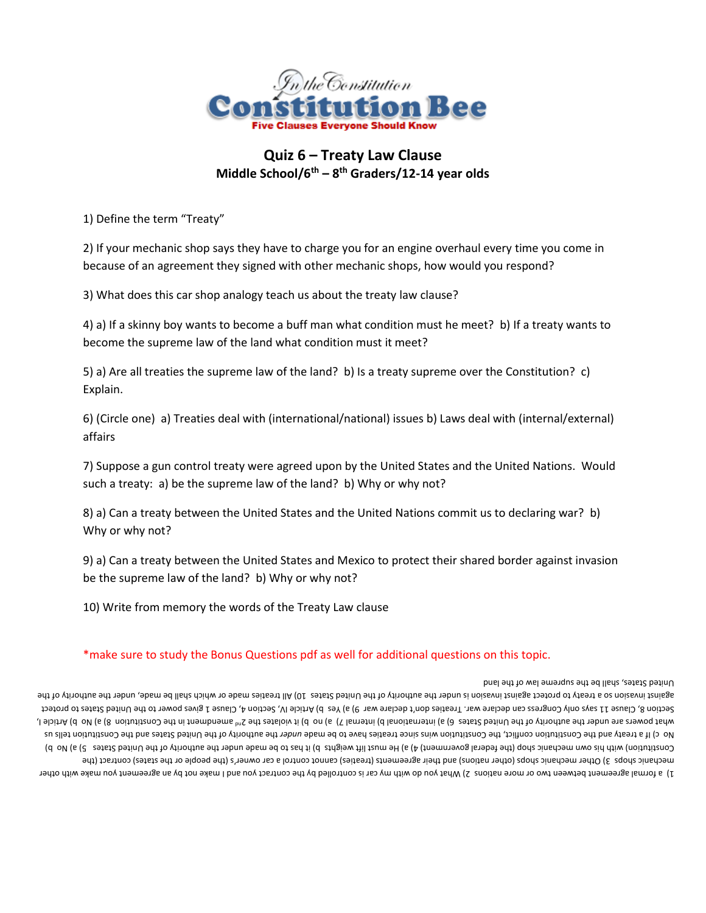In the Constitution

**Constitution Bee**

Five Clauses Everyone Should Know

## Quiz 6 – Treaty Law Clause

### Middle School/6th – 8th Graders/12-14 year olds

1) Define the term "Treaty"

2) If your mechanic shop says they have to charge you for an engine overhaul every time you come in because of an agreement they signed with other mechanic shops, how would you respond?

3) What does this car shop analogy teach us about the treaty law clause?

4) a) If a skinny boy wants to become a buff man what condition must he meet? b) If a treaty wants to become the supreme law of the land what condition must it meet?

5) a) Are all treaties the supreme law of the land? b) Is a treaty supreme over the Constitution? c) Explain.

6) (Circle one) a) Treaties deal with (international/national) issues b) Laws deal with (internal/external) affairs

7) Suppose a gun control treaty were agreed upon by the United States and the United Nations. Would such a treaty: a) be the supreme law of the land? b) Why or why not?

8) a) Can a treaty between the United States and the United Nations commit us to declaring war? b) Why or why not?

9) a) Can a treaty between the United States and Mexico to protect their shared border against invasion be the supreme law of the land? b) Why or why not?

10) Write from memory the words of the Treaty Law clause

*make sure to study the Bonus Questions pdf as well for additional questions on this topic.

1) a formal agreement between two or more nations 2) What you do with my car is controlled by the contract you and I make not by an agreement you make with other mechanic shops 3) Other mechanic shops (other nations) and their agreements (treaties) cannot control a car owner's (the people or the states) contract (the Constitution) with his own mechanic shop (the federal government) 4) a) He must lift weights b) it has to be made under the authority of the United States 5) a) No b) No c) If a treaty and the Constitution conflict, the Constitution wins since treaties have to be made *under* the authority of the United States and the Constitution tells us what powers are under the authority of the United States 6) a) international b) internal 7) a) no b) it violates the 2nd amendment in the Constitution 8) a) No b) Article I, Section 8, Clause 11 says only Congress can declare war. Treaties don't declare war 9) a) Yes b) Article IV, Section 4, Clause 1 gives power to the United States to protect against invasion so a treaty to protect against invasion is under the authority of the United States 10) All treaties made or which shall be made, under the authority of the United States, shall be the supreme law of the land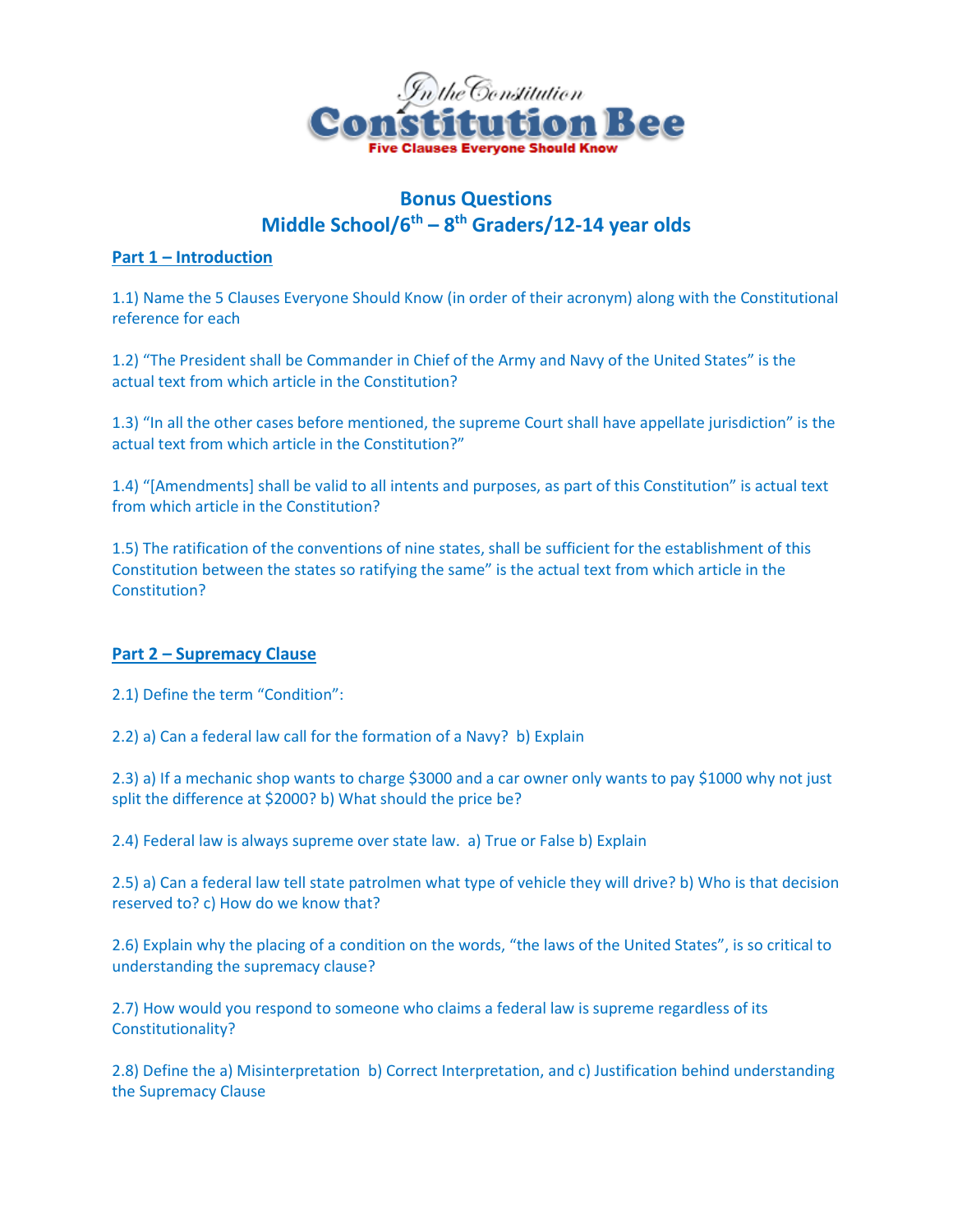In the Constitution

# Constitution Bee

Five Clauses Everyone Should Know

## Bonus Questions
## Middle School/6th – 8th Graders/12-14 year olds

### Part 1 – Introduction

1.1) Name the 5 Clauses Everyone Should Know (in order of their acronym) along with the Constitutional reference for each

1.2) "The President shall be Commander in Chief of the Army and Navy of the United States" is the actual text from which article in the Constitution?

1.3) "In all the other cases before mentioned, the supreme Court shall have appellate jurisdiction" is the actual text from which article in the Constitution?"

1.4) "[Amendments] shall be valid to all intents and purposes, as part of this Constitution" is actual text from which article in the Constitution?

1.5) The ratification of the conventions of nine states, shall be sufficient for the establishment of this Constitution between the states so ratifying the same" is the actual text from which article in the Constitution?

### Part 2 – Supremacy Clause

2.1) Define the term "Condition":

2.2) a) Can a federal law call for the formation of a Navy? b) Explain

2.3) a) If a mechanic shop wants to charge $3000 and a car owner only wants to pay $1000 why not just split the difference at $2000? b) What should the price be?

2.4) Federal law is always supreme over state law. a) True or False b) Explain

2.5) a) Can a federal law tell state patrolmen what type of vehicle they will drive? b) Who is that decision reserved to? c) How do we know that?

2.6) Explain why the placing of a condition on the words, "the laws of the United States", is so critical to understanding the supremacy clause?

2.7) How would you respond to someone who claims a federal law is supreme regardless of its Constitutionality?

2.8) Define the a) Misinterpretation b) Correct Interpretation, and c) Justification behind understanding the Supremacy Clause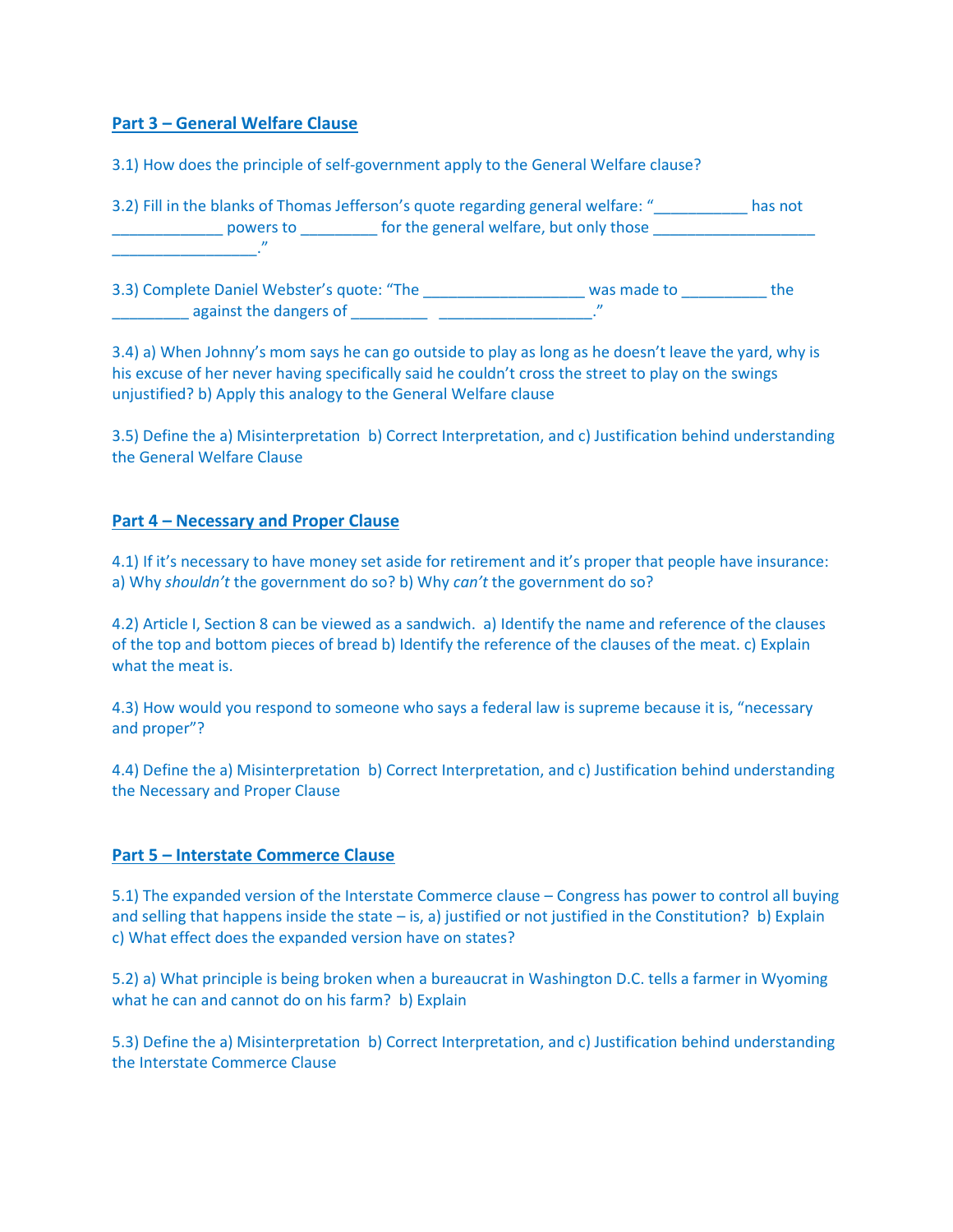## Part 3 – General Welfare Clause

3.1) How does the principle of self-government apply to the General Welfare clause?

3.2) Fill in the blanks of Thomas Jefferson's quote regarding general welfare: "___________ has not _____________ powers to _________ for the general welfare, but only those ___________________ _________________."

3.3) Complete Daniel Webster's quote: "The ___________________ was made to __________ the _________ against the dangers of _________ __________________."

3.4) a) When Johnny's mom says he can go outside to play as long as he doesn't leave the yard, why is his excuse of her never having specifically said he couldn't cross the street to play on the swings unjustified? b) Apply this analogy to the General Welfare clause

3.5) Define the a) Misinterpretation b) Correct Interpretation, and c) Justification behind understanding the General Welfare Clause

## Part 4 – Necessary and Proper Clause

4.1) If it's necessary to have money set aside for retirement and it's proper that people have insurance: a) Why *shouldn't* the government do so? b) Why *can't* the government do so?

4.2) Article I, Section 8 can be viewed as a sandwich. a) Identify the name and reference of the clauses of the top and bottom pieces of bread b) Identify the reference of the clauses of the meat. c) Explain what the meat is.

4.3) How would you respond to someone who says a federal law is supreme because it is, "necessary and proper"?

4.4) Define the a) Misinterpretation b) Correct Interpretation, and c) Justification behind understanding the Necessary and Proper Clause

## Part 5 – Interstate Commerce Clause

5.1) The expanded version of the Interstate Commerce clause – Congress has power to control all buying and selling that happens inside the state – is, a) justified or not justified in the Constitution? b) Explain c) What effect does the expanded version have on states?

5.2) a) What principle is being broken when a bureaucrat in Washington D.C. tells a farmer in Wyoming what he can and cannot do on his farm? b) Explain

5.3) Define the a) Misinterpretation b) Correct Interpretation, and c) Justification behind understanding the Interstate Commerce Clause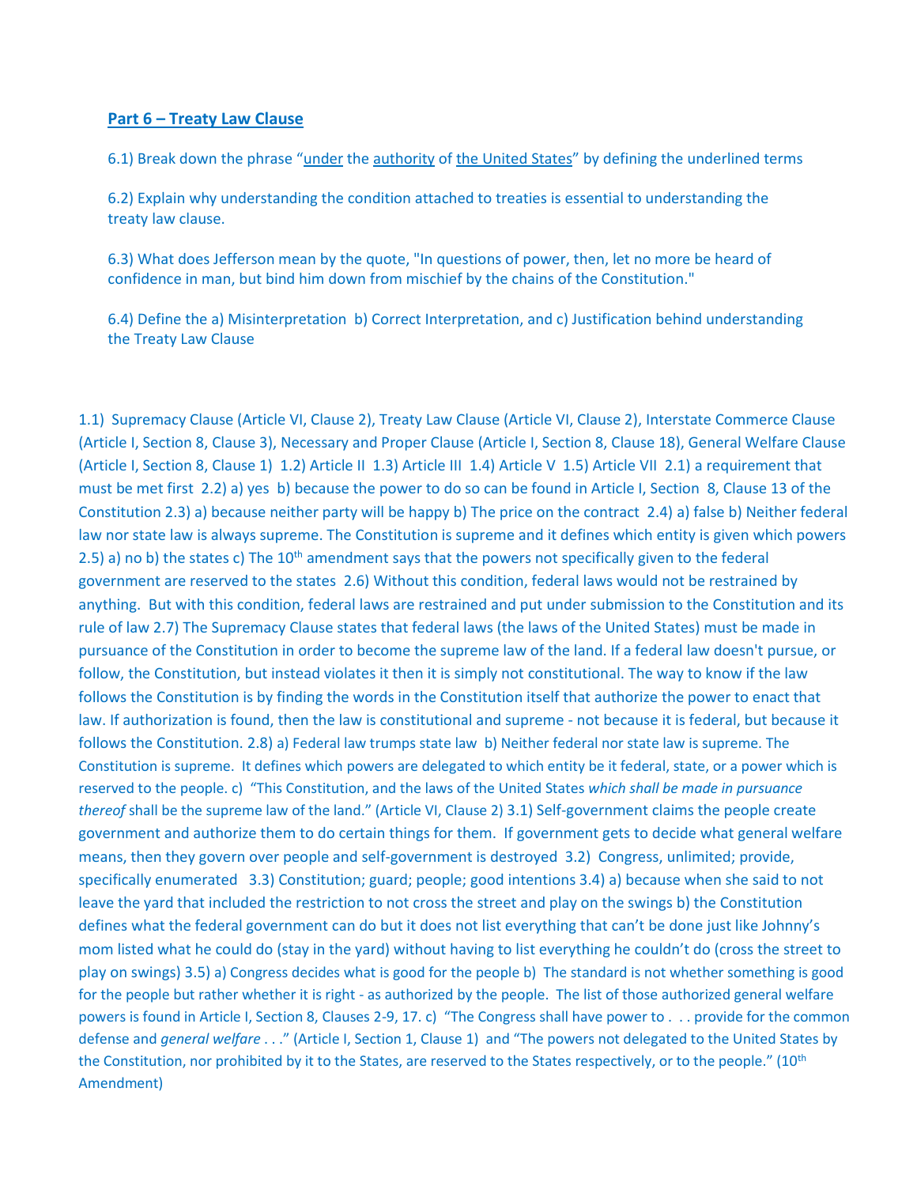## Part 6 – Treaty Law Clause

6.1) Break down the phrase "under the authority of the United States" by defining the underlined terms

6.2) Explain why understanding the condition attached to treaties is essential to understanding the treaty law clause.

6.3) What does Jefferson mean by the quote, "In questions of power, then, let no more be heard of confidence in man, but bind him down from mischief by the chains of the Constitution."

6.4) Define the a) Misinterpretation b) Correct Interpretation, and c) Justification behind understanding the Treaty Law Clause

1.1) Supremacy Clause (Article VI, Clause 2), Treaty Law Clause (Article VI, Clause 2), Interstate Commerce Clause (Article I, Section 8, Clause 3), Necessary and Proper Clause (Article I, Section 8, Clause 18), General Welfare Clause (Article I, Section 8, Clause 1) 1.2) Article II 1.3) Article III 1.4) Article V 1.5) Article VII 2.1) a requirement that must be met first 2.2) a) yes b) because the power to do so can be found in Article I, Section 8, Clause 13 of the Constitution 2.3) a) because neither party will be happy b) The price on the contract 2.4) a) false b) Neither federal law nor state law is always supreme. The Constitution is supreme and it defines which entity is given which powers 2.5) a) no b) the states c) The 10th amendment says that the powers not specifically given to the federal government are reserved to the states 2.6) Without this condition, federal laws would not be restrained by anything. But with this condition, federal laws are restrained and put under submission to the Constitution and its rule of law 2.7) The Supremacy Clause states that federal laws (the laws of the United States) must be made in pursuance of the Constitution in order to become the supreme law of the land. If a federal law doesn't pursue, or follow, the Constitution, but instead violates it then it is simply not constitutional. The way to know if the law follows the Constitution is by finding the words in the Constitution itself that authorize the power to enact that law. If authorization is found, then the law is constitutional and supreme - not because it is federal, but because it follows the Constitution. 2.8) a) Federal law trumps state law b) Neither federal nor state law is supreme. The Constitution is supreme. It defines which powers are delegated to which entity be it federal, state, or a power which is reserved to the people. c) "This Constitution, and the laws of the United States *which shall be made in pursuance thereof* shall be the supreme law of the land." (Article VI, Clause 2) 3.1) Self-government claims the people create government and authorize them to do certain things for them. If government gets to decide what general welfare means, then they govern over people and self-government is destroyed 3.2) Congress, unlimited; provide, specifically enumerated 3.3) Constitution; guard; people; good intentions 3.4) a) because when she said to not leave the yard that included the restriction to not cross the street and play on the swings b) the Constitution defines what the federal government can do but it does not list everything that can't be done just like Johnny's mom listed what he could do (stay in the yard) without having to list everything he couldn't do (cross the street to play on swings) 3.5) a) Congress decides what is good for the people b) The standard is not whether something is good for the people but rather whether it is right - as authorized by the people. The list of those authorized general welfare powers is found in Article I, Section 8, Clauses 2-9, 17. c) "The Congress shall have power to . . . provide for the common defense and *general welfare* . . ." (Article I, Section 1, Clause 1) and "The powers not delegated to the United States by the Constitution, nor prohibited by it to the States, are reserved to the States respectively, or to the people." (10th Amendment)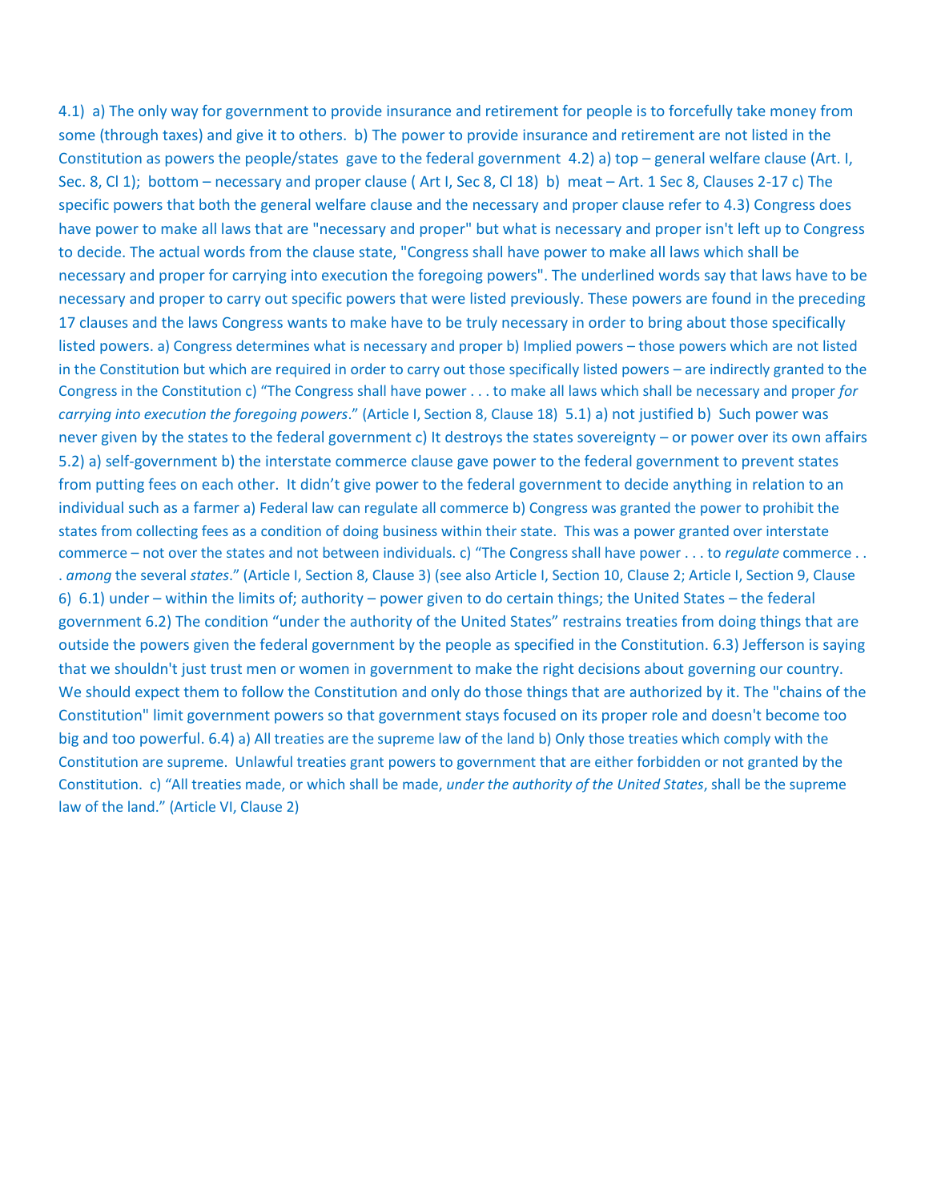4.1) a) The only way for government to provide insurance and retirement for people is to forcefully take money from some (through taxes) and give it to others. b) The power to provide insurance and retirement are not listed in the Constitution as powers the people/states gave to the federal government 4.2) a) top – general welfare clause (Art. I, Sec. 8, Cl 1); bottom – necessary and proper clause ( Art I, Sec 8, Cl 18) b) meat – Art. 1 Sec 8, Clauses 2-17 c) The specific powers that both the general welfare clause and the necessary and proper clause refer to 4.3) Congress does have power to make all laws that are "necessary and proper" but what is necessary and proper isn't left up to Congress to decide. The actual words from the clause state, "Congress shall have power to make all laws which shall be necessary and proper for carrying into execution the foregoing powers". The underlined words say that laws have to be necessary and proper to carry out specific powers that were listed previously. These powers are found in the preceding 17 clauses and the laws Congress wants to make have to be truly necessary in order to bring about those specifically listed powers. a) Congress determines what is necessary and proper b) Implied powers – those powers which are not listed in the Constitution but which are required in order to carry out those specifically listed powers – are indirectly granted to the Congress in the Constitution c) "The Congress shall have power . . . to make all laws which shall be necessary and proper *for carrying into execution the foregoing powers*." (Article I, Section 8, Clause 18) 5.1) a) not justified b) Such power was never given by the states to the federal government c) It destroys the states sovereignty – or power over its own affairs 5.2) a) self-government b) the interstate commerce clause gave power to the federal government to prevent states from putting fees on each other. It didn't give power to the federal government to decide anything in relation to an individual such as a farmer a) Federal law can regulate all commerce b) Congress was granted the power to prohibit the states from collecting fees as a condition of doing business within their state. This was a power granted over interstate commerce – not over the states and not between individuals. c) "The Congress shall have power . . . to *regulate* commerce . . . *among* the several *states*." (Article I, Section 8, Clause 3) (see also Article I, Section 10, Clause 2; Article I, Section 9, Clause 6) 6.1) under – within the limits of; authority – power given to do certain things; the United States – the federal government 6.2) The condition "under the authority of the United States" restrains treaties from doing things that are outside the powers given the federal government by the people as specified in the Constitution. 6.3) Jefferson is saying that we shouldn't just trust men or women in government to make the right decisions about governing our country. We should expect them to follow the Constitution and only do those things that are authorized by it. The "chains of the Constitution" limit government powers so that government stays focused on its proper role and doesn't become too big and too powerful. 6.4) a) All treaties are the supreme law of the land b) Only those treaties which comply with the Constitution are supreme. Unlawful treaties grant powers to government that are either forbidden or not granted by the Constitution. c) "All treaties made, or which shall be made, *under the authority of the United States*, shall be the supreme law of the land." (Article VI, Clause 2)